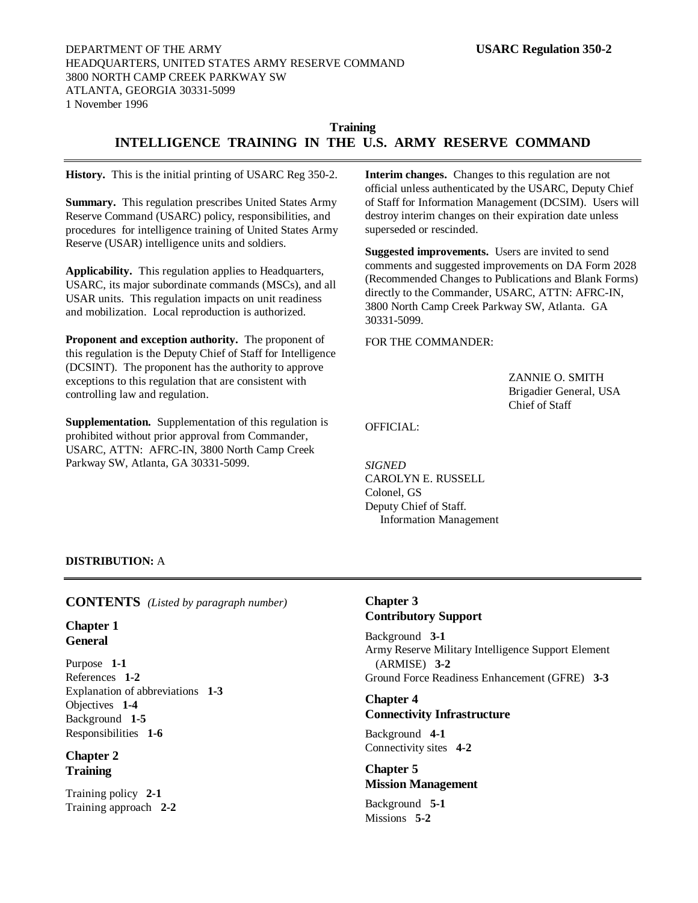DEPARTMENT OF THE ARMY
HEADQUARTERS, UNITED STATES ARMY RESERVE COMMAND
3800 NORTH CAMP CREEK PARKWAY SW
ATLANTA, GEORGIA 30331-5099
1 November 1996

**USARC Regulation 350-2**

**Training**

# INTELLIGENCE TRAINING IN THE U.S. ARMY RESERVE COMMAND

---

**History.** This is the initial printing of USARC Reg 350-2.

**Summary.** This regulation prescribes United States Army Reserve Command (USARC) policy, responsibilities, and procedures for intelligence training of United States Army Reserve (USAR) intelligence units and soldiers.

**Applicability.** This regulation applies to Headquarters, USARC, its major subordinate commands (MSCs), and all USAR units. This regulation impacts on unit readiness and mobilization. Local reproduction is authorized.

**Proponent and exception authority.** The proponent of this regulation is the Deputy Chief of Staff for Intelligence (DCSINT). The proponent has the authority to approve exceptions to this regulation that are consistent with controlling law and regulation.

**Supplementation.** Supplementation of this regulation is prohibited without prior approval from Commander, USARC, ATTN: AFRC-IN, 3800 North Camp Creek Parkway SW, Atlanta, GA 30331-5099.

**Interim changes.** Changes to this regulation are not official unless authenticated by the USARC, Deputy Chief of Staff for Information Management (DCSIM). Users will destroy interim changes on their expiration date unless superseded or rescinded.

**Suggested improvements.** Users are invited to send comments and suggested improvements on DA Form 2028 (Recommended Changes to Publications and Blank Forms) directly to the Commander, USARC, ATTN: AFRC-IN, 3800 North Camp Creek Parkway SW, Atlanta. GA 30331-5099.

FOR THE COMMANDER:

ZANNIE O. SMITH
Brigadier General, USA
Chief of Staff

OFFICIAL:

*SIGNED*
CAROLYN E. RUSSELL
Colonel, GS
Deputy Chief of Staff.
Information Management

**DISTRIBUTION:** A

---

## CONTENTS *(Listed by paragraph number)*

### Chapter 1
### General

Purpose **1-1**
References **1-2**
Explanation of abbreviations **1-3**
Objectives **1-4**
Background **1-5**
Responsibilities **1-6**

### Chapter 2
### Training

Training policy **2-1**
Training approach **2-2**

### Chapter 3
### Contributory Support

Background **3-1**
Army Reserve Military Intelligence Support Element (ARMISE) **3-2**
Ground Force Readiness Enhancement (GFRE) **3-3**

### Chapter 4
### Connectivity Infrastructure

Background **4-1**
Connectivity sites **4-2**

### Chapter 5
### Mission Management

Background **5-1**
Missions **5-2**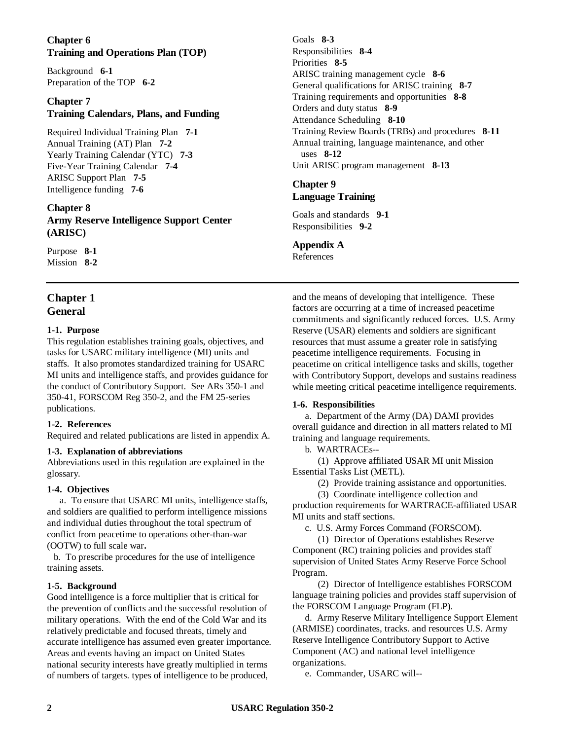## Chapter 6
## Training and Operations Plan (TOP)

Background **6-1**
Preparation of the TOP **6-2**

## Chapter 7
## Training Calendars, Plans, and Funding

Required Individual Training Plan **7-1**
Annual Training (AT) Plan **7-2**
Yearly Training Calendar (YTC) **7-3**
Five-Year Training Calendar **7-4**
ARISC Support Plan **7-5**
Intelligence funding **7-6**

## Chapter 8
## Army Reserve Intelligence Support Center (ARISC)

Purpose **8-1**
Mission **8-2**
Goals **8-3**
Responsibilities **8-4**
Priorities **8-5**
ARISC training management cycle **8-6**
General qualifications for ARISC training **8-7**
Training requirements and opportunities **8-8**
Orders and duty status **8-9**
Attendance Scheduling **8-10**
Training Review Boards (TRBs) and procedures **8-11**
Annual training, language maintenance, and other uses **8-12**
Unit ARISC program management **8-13**

## Chapter 9
## Language Training

Goals and standards **9-1**
Responsibilities **9-2**

## Appendix A
References

---

# Chapter 1
# General

### 1-1. Purpose
This regulation establishes training goals, objectives, and tasks for USARC military intelligence (MI) units and staffs. It also promotes standardized training for USARC MI units and intelligence staffs, and provides guidance for the conduct of Contributory Support. See ARs 350-1 and 350-41, FORSCOM Reg 350-2, and the FM 25-series publications.

### 1-2. References
Required and related publications are listed in appendix A.

### 1-3. Explanation of abbreviations
Abbreviations used in this regulation are explained in the glossary.

### 1-4. Objectives
a. To ensure that USARC MI units, intelligence staffs, and soldiers are qualified to perform intelligence missions and individual duties throughout the total spectrum of conflict from peacetime to operations other-than-war (OOTW) to full scale war**.**

b. To prescribe procedures for the use of intelligence training assets.

### 1-5. Background
Good intelligence is a force multiplier that is critical for the prevention of conflicts and the successful resolution of military operations. With the end of the Cold War and its relatively predictable and focused threats, timely and accurate intelligence has assumed even greater importance. Areas and events having an impact on United States national security interests have greatly multiplied in terms of numbers of targets. types of intelligence to be produced, and the means of developing that intelligence. These factors are occurring at a time of increased peacetime commitments and significantly reduced forces. U.S. Army Reserve (USAR) elements and soldiers are significant resources that must assume a greater role in satisfying peacetime intelligence requirements. Focusing in peacetime on critical intelligence tasks and skills, together with Contributory Support, develops and sustains readiness while meeting critical peacetime intelligence requirements.

### 1-6. Responsibilities
a. Department of the Army (DA) DAMI provides overall guidance and direction in all matters related to MI training and language requirements.

b. WARTRACEs--

(1) Approve affiliated USAR MI unit Mission Essential Tasks List (METL).

(2) Provide training assistance and opportunities.

(3) Coordinate intelligence collection and production requirements for WARTRACE-affiliated USAR MI units and staff sections.

c. U.S. Army Forces Command (FORSCOM).

(1) Director of Operations establishes Reserve Component (RC) training policies and provides staff supervision of United States Army Reserve Force School Program.

(2) Director of Intelligence establishes FORSCOM language training policies and provides staff supervision of the FORSCOM Language Program (FLP).

d. Army Reserve Military Intelligence Support Element (ARMISE) coordinates, tracks. and resources U.S. Army Reserve Intelligence Contributory Support to Active Component (AC) and national level intelligence organizations.

e. Commander, USARC will--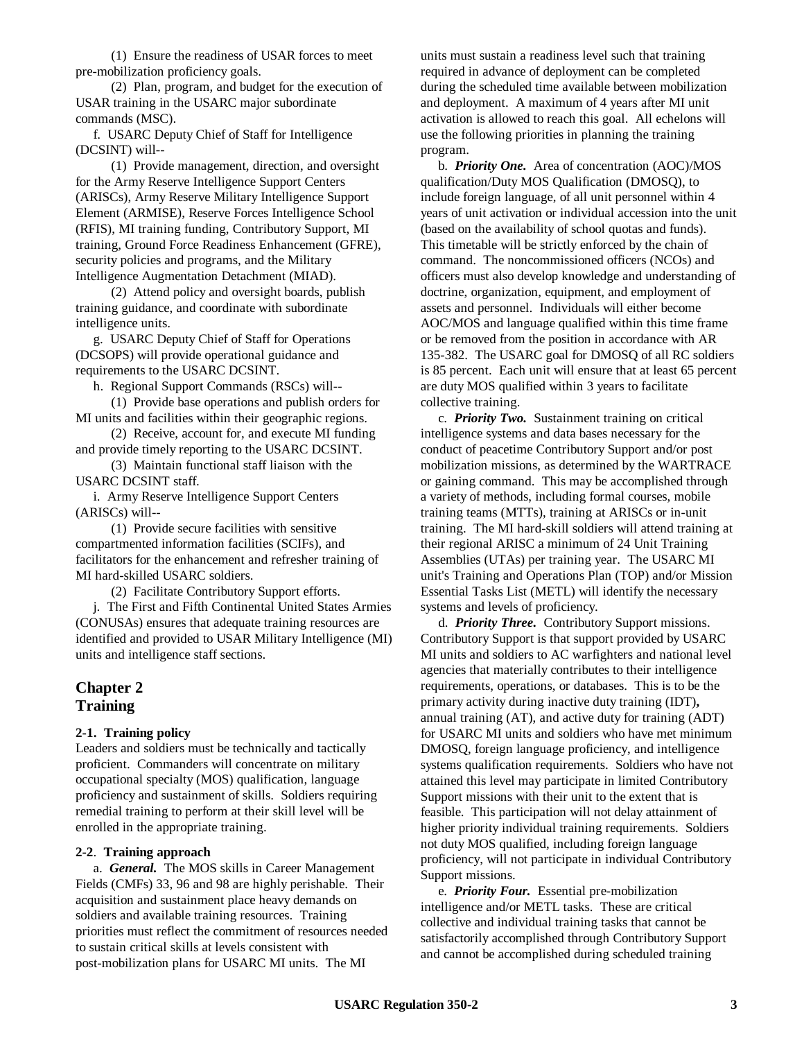(1) Ensure the readiness of USAR forces to meet pre-mobilization proficiency goals.

(2) Plan, program, and budget for the execution of USAR training in the USARC major subordinate commands (MSC).

f. USARC Deputy Chief of Staff for Intelligence (DCSINT) will--

(1) Provide management, direction, and oversight for the Army Reserve Intelligence Support Centers (ARISCs), Army Reserve Military Intelligence Support Element (ARMISE), Reserve Forces Intelligence School (RFIS), MI training funding, Contributory Support, MI training, Ground Force Readiness Enhancement (GFRE), security policies and programs, and the Military Intelligence Augmentation Detachment (MIAD).

(2) Attend policy and oversight boards, publish training guidance, and coordinate with subordinate intelligence units.

g. USARC Deputy Chief of Staff for Operations (DCSOPS) will provide operational guidance and requirements to the USARC DCSINT.

h. Regional Support Commands (RSCs) will--

(1) Provide base operations and publish orders for MI units and facilities within their geographic regions.

(2) Receive, account for, and execute MI funding and provide timely reporting to the USARC DCSINT.

(3) Maintain functional staff liaison with the USARC DCSINT staff.

i. Army Reserve Intelligence Support Centers (ARISCs) will--

(1) Provide secure facilities with sensitive compartmented information facilities (SCIFs), and facilitators for the enhancement and refresher training of MI hard-skilled USARC soldiers.

(2) Facilitate Contributory Support efforts.

j. The First and Fifth Continental United States Armies (CONUSAs) ensures that adequate training resources are identified and provided to USAR Military Intelligence (MI) units and intelligence staff sections.

## Chapter 2
## Training

### 2-1. Training policy

Leaders and soldiers must be technically and tactically proficient. Commanders will concentrate on military occupational specialty (MOS) qualification, language proficiency and sustainment of skills. Soldiers requiring remedial training to perform at their skill level will be enrolled in the appropriate training.

### 2-2. Training approach

a. ***General.*** The MOS skills in Career Management Fields (CMFs) 33, 96 and 98 are highly perishable. Their acquisition and sustainment place heavy demands on soldiers and available training resources. Training priorities must reflect the commitment of resources needed to sustain critical skills at levels consistent with post-mobilization plans for USARC MI units. The MI units must sustain a readiness level such that training required in advance of deployment can be completed during the scheduled time available between mobilization and deployment. A maximum of 4 years after MI unit activation is allowed to reach this goal. All echelons will use the following priorities in planning the training program.

b. ***Priority One.*** Area of concentration (AOC)/MOS qualification/Duty MOS Qualification (DMOSQ), to include foreign language, of all unit personnel within 4 years of unit activation or individual accession into the unit (based on the availability of school quotas and funds). This timetable will be strictly enforced by the chain of command. The noncommissioned officers (NCOs) and officers must also develop knowledge and understanding of doctrine, organization, equipment, and employment of assets and personnel. Individuals will either become AOC/MOS and language qualified within this time frame or be removed from the position in accordance with AR 135-382. The USARC goal for DMOSQ of all RC soldiers is 85 percent. Each unit will ensure that at least 65 percent are duty MOS qualified within 3 years to facilitate collective training.

c. ***Priority Two.*** Sustainment training on critical intelligence systems and data bases necessary for the conduct of peacetime Contributory Support and/or post mobilization missions, as determined by the WARTRACE or gaining command. This may be accomplished through a variety of methods, including formal courses, mobile training teams (MTTs), training at ARISCs or in-unit training. The MI hard-skill soldiers will attend training at their regional ARISC a minimum of 24 Unit Training Assemblies (UTAs) per training year. The USARC MI unit's Training and Operations Plan (TOP) and/or Mission Essential Tasks List (METL) will identify the necessary systems and levels of proficiency.

d. ***Priority Three.*** Contributory Support missions. Contributory Support is that support provided by USARC MI units and soldiers to AC warfighters and national level agencies that materially contributes to their intelligence requirements, operations, or databases. This is to be the primary activity during inactive duty training (IDT)**,** annual training (AT), and active duty for training (ADT) for USARC MI units and soldiers who have met minimum DMOSQ, foreign language proficiency, and intelligence systems qualification requirements. Soldiers who have not attained this level may participate in limited Contributory Support missions with their unit to the extent that is feasible. This participation will not delay attainment of higher priority individual training requirements. Soldiers not duty MOS qualified, including foreign language proficiency, will not participate in individual Contributory Support missions.

e. ***Priority Four.*** Essential pre-mobilization intelligence and/or METL tasks. These are critical collective and individual training tasks that cannot be satisfactorily accomplished through Contributory Support and cannot be accomplished during scheduled training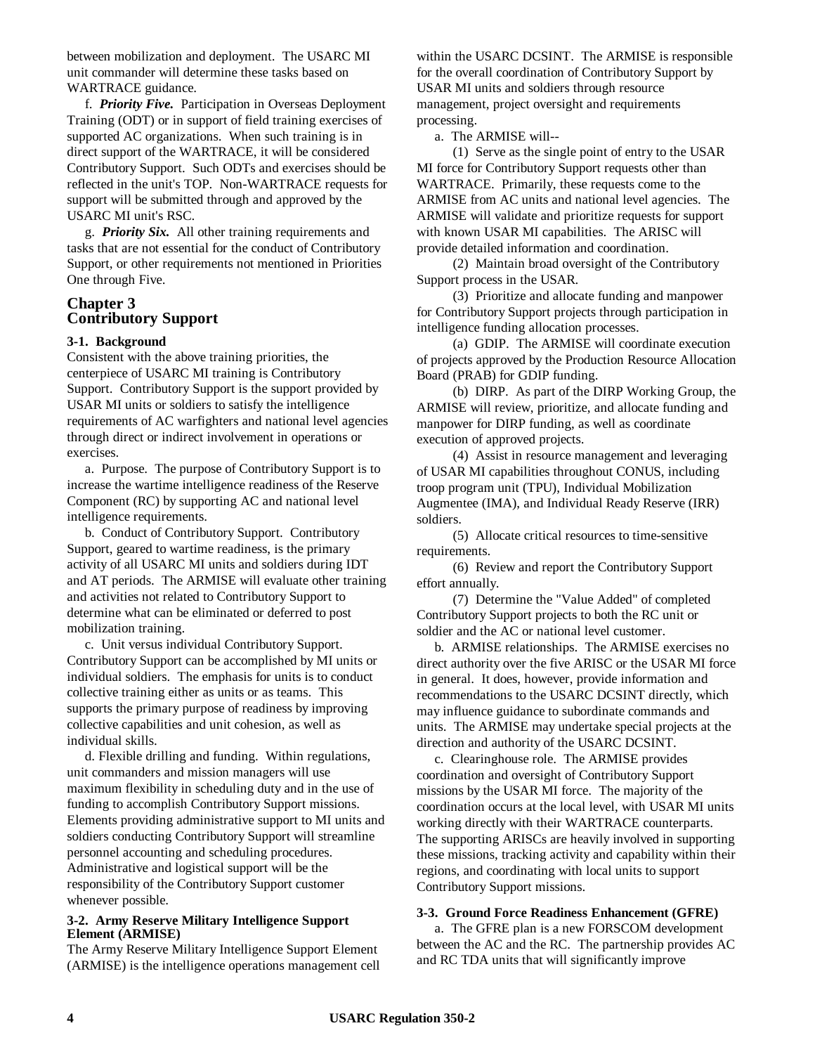between mobilization and deployment. The USARC MI unit commander will determine these tasks based on WARTRACE guidance.

f. ***Priority Five.*** Participation in Overseas Deployment Training (ODT) or in support of field training exercises of supported AC organizations. When such training is in direct support of the WARTRACE, it will be considered Contributory Support. Such ODTs and exercises should be reflected in the unit's TOP. Non-WARTRACE requests for support will be submitted through and approved by the USARC MI unit's RSC.

g. ***Priority Six.*** All other training requirements and tasks that are not essential for the conduct of Contributory Support, or other requirements not mentioned in Priorities One through Five.

## Chapter 3
## Contributory Support

### 3-1. Background

Consistent with the above training priorities, the centerpiece of USARC MI training is Contributory Support. Contributory Support is the support provided by USAR MI units or soldiers to satisfy the intelligence requirements of AC warfighters and national level agencies through direct or indirect involvement in operations or exercises.

a. Purpose. The purpose of Contributory Support is to increase the wartime intelligence readiness of the Reserve Component (RC) by supporting AC and national level intelligence requirements.

b. Conduct of Contributory Support. Contributory Support, geared to wartime readiness, is the primary activity of all USARC MI units and soldiers during IDT and AT periods. The ARMISE will evaluate other training and activities not related to Contributory Support to determine what can be eliminated or deferred to post mobilization training.

c. Unit versus individual Contributory Support. Contributory Support can be accomplished by MI units or individual soldiers. The emphasis for units is to conduct collective training either as units or as teams. This supports the primary purpose of readiness by improving collective capabilities and unit cohesion, as well as individual skills.

d. Flexible drilling and funding. Within regulations, unit commanders and mission managers will use maximum flexibility in scheduling duty and in the use of funding to accomplish Contributory Support missions. Elements providing administrative support to MI units and soldiers conducting Contributory Support will streamline personnel accounting and scheduling procedures. Administrative and logistical support will be the responsibility of the Contributory Support customer whenever possible.

### 3-2. Army Reserve Military Intelligence Support Element (ARMISE)

The Army Reserve Military Intelligence Support Element (ARMISE) is the intelligence operations management cell within the USARC DCSINT. The ARMISE is responsible for the overall coordination of Contributory Support by USAR MI units and soldiers through resource management, project oversight and requirements processing.

a. The ARMISE will--

(1) Serve as the single point of entry to the USAR MI force for Contributory Support requests other than WARTRACE. Primarily, these requests come to the ARMISE from AC units and national level agencies. The ARMISE will validate and prioritize requests for support with known USAR MI capabilities. The ARISC will provide detailed information and coordination.

(2) Maintain broad oversight of the Contributory Support process in the USAR.

(3) Prioritize and allocate funding and manpower for Contributory Support projects through participation in intelligence funding allocation processes.

(a) GDIP. The ARMISE will coordinate execution of projects approved by the Production Resource Allocation Board (PRAB) for GDIP funding.

(b) DIRP. As part of the DIRP Working Group, the ARMISE will review, prioritize, and allocate funding and manpower for DIRP funding, as well as coordinate execution of approved projects.

(4) Assist in resource management and leveraging of USAR MI capabilities throughout CONUS, including troop program unit (TPU), Individual Mobilization Augmentee (IMA), and Individual Ready Reserve (IRR) soldiers.

(5) Allocate critical resources to time-sensitive requirements.

(6) Review and report the Contributory Support effort annually.

(7) Determine the "Value Added" of completed Contributory Support projects to both the RC unit or soldier and the AC or national level customer.

b. ARMISE relationships. The ARMISE exercises no direct authority over the five ARISC or the USAR MI force in general. It does, however, provide information and recommendations to the USARC DCSINT directly, which may influence guidance to subordinate commands and units. The ARMISE may undertake special projects at the direction and authority of the USARC DCSINT.

c. Clearinghouse role. The ARMISE provides coordination and oversight of Contributory Support missions by the USAR MI force. The majority of the coordination occurs at the local level, with USAR MI units working directly with their WARTRACE counterparts. The supporting ARISCs are heavily involved in supporting these missions, tracking activity and capability within their regions, and coordinating with local units to support Contributory Support missions.

### 3-3. Ground Force Readiness Enhancement (GFRE)

a. The GFRE plan is a new FORSCOM development between the AC and the RC. The partnership provides AC and RC TDA units that will significantly improve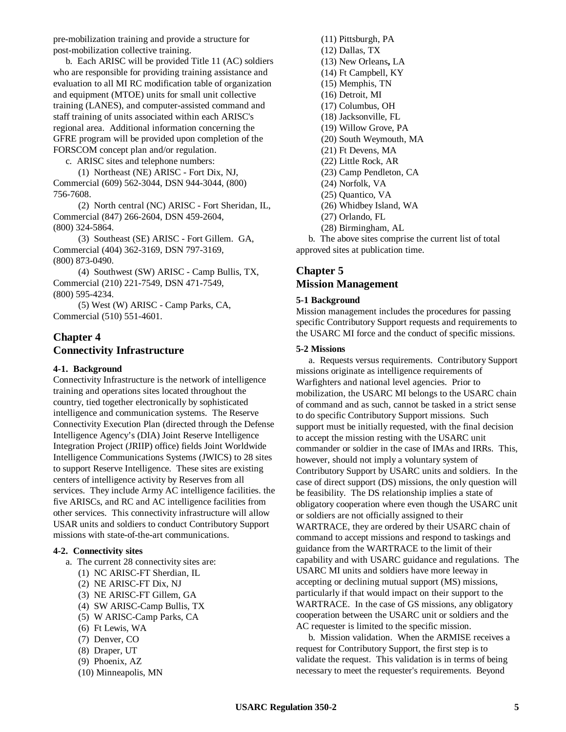pre-mobilization training and provide a structure for post-mobilization collective training.

b. Each ARISC will be provided Title 11 (AC) soldiers who are responsible for providing training assistance and evaluation to all MI RC modification table of organization and equipment (MTOE) units for small unit collective training (LANES), and computer-assisted command and staff training of units associated within each ARISC's regional area. Additional information concerning the GFRE program will be provided upon completion of the FORSCOM concept plan and/or regulation.

c. ARISC sites and telephone numbers:

(1) Northeast (NE) ARISC - Fort Dix, NJ, Commercial (609) 562-3044, DSN 944-3044, (800) 756-7608.

(2) North central (NC) ARISC - Fort Sheridan, IL, Commercial (847) 266-2604, DSN 459-2604, (800) 324-5864.

(3) Southeast (SE) ARISC - Fort Gillem. GA, Commercial (404) 362-3169, DSN 797-3169, (800) 873-0490.

(4) Southwest (SW) ARISC - Camp Bullis, TX, Commercial (210) 221-7549, DSN 471-7549, (800) 595-4234.

(5) West (W) ARISC - Camp Parks, CA, Commercial (510) 551-4601.

## Chapter 4
## Connectivity Infrastructure

### 4-1. Background

Connectivity Infrastructure is the network of intelligence training and operations sites located throughout the country, tied together electronically by sophisticated intelligence and communication systems. The Reserve Connectivity Execution Plan (directed through the Defense Intelligence Agency's (DIA) Joint Reserve Intelligence Integration Project (JRIIP) office) fields Joint Worldwide Intelligence Communications Systems (JWICS) to 28 sites to support Reserve Intelligence. These sites are existing centers of intelligence activity by Reserves from all services. They include Army AC intelligence facilities. the five ARISCs, and RC and AC intelligence facilities from other services. This connectivity infrastructure will allow USAR units and soldiers to conduct Contributory Support missions with state-of-the-art communications.

### 4-2. Connectivity sites

a. The current 28 connectivity sites are:

(1) NC ARISC-FT Sherdian, IL
(2) NE ARISC-FT Dix, NJ
(3) NE ARISC-FT Gillem, GA
(4) SW ARISC-Camp Bullis, TX
(5) W ARISC-Camp Parks, CA
(6) Ft Lewis, WA
(7) Denver, CO
(8) Draper, UT
(9) Phoenix, AZ
(10) Minneapolis, MN
(11) Pittsburgh, PA
(12) Dallas, TX
(13) New Orleans**,** LA
(14) Ft Campbell, KY
(15) Memphis, TN
(16) Detroit, MI
(17) Columbus, OH
(18) Jacksonville, FL
(19) Willow Grove, PA
(20) South Weymouth, MA
(21) Ft Devens, MA
(22) Little Rock, AR
(23) Camp Pendleton, CA
(24) Norfolk, VA
(25) Quantico, VA
(26) Whidbey Island, WA
(27) Orlando, FL
(28) Birmingham, AL

b. The above sites comprise the current list of total approved sites at publication time.

## Chapter 5
## Mission Management

### 5-1 Background

Mission management includes the procedures for passing specific Contributory Support requests and requirements to the USARC MI force and the conduct of specific missions.

### 5-2 Missions

a. Requests versus requirements. Contributory Support missions originate as intelligence requirements of Warfighters and national level agencies. Prior to mobilization, the USARC MI belongs to the USARC chain of command and as such, cannot be tasked in a strict sense to do specific Contributory Support missions. Such support must be initially requested, with the final decision to accept the mission resting with the USARC unit commander or soldier in the case of IMAs and IRRs. This, however, should not imply a voluntary system of Contributory Support by USARC units and soldiers. In the case of direct support (DS) missions, the only question will be feasibility. The DS relationship implies a state of obligatory cooperation where even though the USARC unit or soldiers are not officially assigned to their WARTRACE, they are ordered by their USARC chain of command to accept missions and respond to taskings and guidance from the WARTRACE to the limit of their capability and with USARC guidance and regulations. The USARC MI units and soldiers have more leeway in accepting or declining mutual support (MS) missions, particularly if that would impact on their support to the WARTRACE. In the case of GS missions, any obligatory cooperation between the USARC unit or soldiers and the AC requester is limited to the specific mission.

b. Mission validation. When the ARMISE receives a request for Contributory Support, the first step is to validate the request. This validation is in terms of being necessary to meet the requester's requirements. Beyond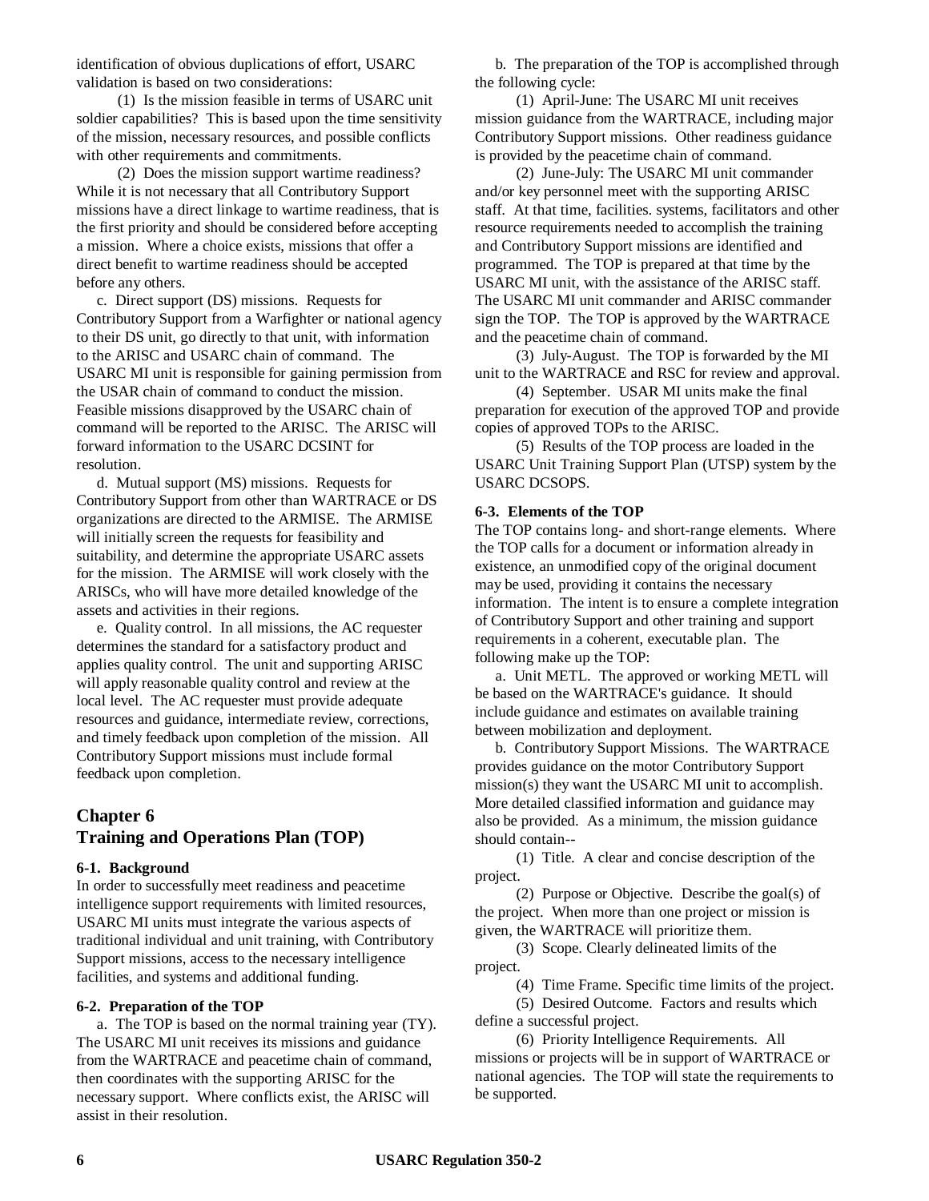identification of obvious duplications of effort, USARC validation is based on two considerations:

(1) Is the mission feasible in terms of USARC unit soldier capabilities? This is based upon the time sensitivity of the mission, necessary resources, and possible conflicts with other requirements and commitments.

(2) Does the mission support wartime readiness? While it is not necessary that all Contributory Support missions have a direct linkage to wartime readiness, that is the first priority and should be considered before accepting a mission. Where a choice exists, missions that offer a direct benefit to wartime readiness should be accepted before any others.

c. Direct support (DS) missions. Requests for Contributory Support from a Warfighter or national agency to their DS unit, go directly to that unit, with information to the ARISC and USARC chain of command. The USARC MI unit is responsible for gaining permission from the USAR chain of command to conduct the mission. Feasible missions disapproved by the USARC chain of command will be reported to the ARISC. The ARISC will forward information to the USARC DCSINT for resolution.

d. Mutual support (MS) missions. Requests for Contributory Support from other than WARTRACE or DS organizations are directed to the ARMISE. The ARMISE will initially screen the requests for feasibility and suitability, and determine the appropriate USARC assets for the mission. The ARMISE will work closely with the ARISCs, who will have more detailed knowledge of the assets and activities in their regions.

e. Quality control. In all missions, the AC requester determines the standard for a satisfactory product and applies quality control. The unit and supporting ARISC will apply reasonable quality control and review at the local level. The AC requester must provide adequate resources and guidance, intermediate review, corrections, and timely feedback upon completion of the mission. All Contributory Support missions must include formal feedback upon completion.

# Chapter 6
# Training and Operations Plan (TOP)

### 6-1. Background

In order to successfully meet readiness and peacetime intelligence support requirements with limited resources, USARC MI units must integrate the various aspects of traditional individual and unit training, with Contributory Support missions, access to the necessary intelligence facilities, and systems and additional funding.

### 6-2. Preparation of the TOP

a. The TOP is based on the normal training year (TY). The USARC MI unit receives its missions and guidance from the WARTRACE and peacetime chain of command, then coordinates with the supporting ARISC for the necessary support. Where conflicts exist, the ARISC will assist in their resolution.

b. The preparation of the TOP is accomplished through the following cycle:

(1) April-June: The USARC MI unit receives mission guidance from the WARTRACE, including major Contributory Support missions. Other readiness guidance is provided by the peacetime chain of command.

(2) June-July: The USARC MI unit commander and/or key personnel meet with the supporting ARISC staff. At that time, facilities. systems, facilitators and other resource requirements needed to accomplish the training and Contributory Support missions are identified and programmed. The TOP is prepared at that time by the USARC MI unit, with the assistance of the ARISC staff. The USARC MI unit commander and ARISC commander sign the TOP. The TOP is approved by the WARTRACE and the peacetime chain of command.

(3) July-August. The TOP is forwarded by the MI unit to the WARTRACE and RSC for review and approval.

(4) September. USAR MI units make the final preparation for execution of the approved TOP and provide copies of approved TOPs to the ARISC.

(5) Results of the TOP process are loaded in the USARC Unit Training Support Plan (UTSP) system by the USARC DCSOPS.

### 6-3. Elements of the TOP

The TOP contains long- and short-range elements. Where the TOP calls for a document or information already in existence, an unmodified copy of the original document may be used, providing it contains the necessary information. The intent is to ensure a complete integration of Contributory Support and other training and support requirements in a coherent, executable plan. The following make up the TOP:

a. Unit METL. The approved or working METL will be based on the WARTRACE's guidance. It should include guidance and estimates on available training between mobilization and deployment.

b. Contributory Support Missions. The WARTRACE provides guidance on the motor Contributory Support mission(s) they want the USARC MI unit to accomplish. More detailed classified information and guidance may also be provided. As a minimum, the mission guidance should contain--

(1) Title. A clear and concise description of the project.

(2) Purpose or Objective. Describe the goal(s) of the project. When more than one project or mission is given, the WARTRACE will prioritize them.

(3) Scope. Clearly delineated limits of the project.

(4) Time Frame. Specific time limits of the project.

(5) Desired Outcome. Factors and results which define a successful project.

(6) Priority Intelligence Requirements. All missions or projects will be in support of WARTRACE or national agencies. The TOP will state the requirements to be supported.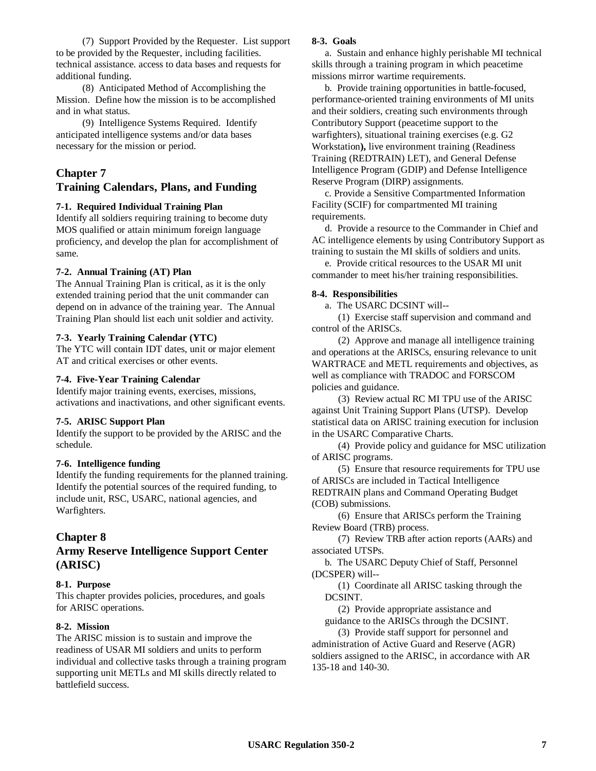(7) Support Provided by the Requester. List support to be provided by the Requester, including facilities. technical assistance. access to data bases and requests for additional funding.

(8) Anticipated Method of Accomplishing the Mission. Define how the mission is to be accomplished and in what status.

(9) Intelligence Systems Required. Identify anticipated intelligence systems and/or data bases necessary for the mission or period.

# Chapter 7
# Training Calendars, Plans, and Funding

**7-1. Required Individual Training Plan**
Identify all soldiers requiring training to become duty MOS qualified or attain minimum foreign language proficiency, and develop the plan for accomplishment of same.

**7-2. Annual Training (AT) Plan**
The Annual Training Plan is critical, as it is the only extended training period that the unit commander can depend on in advance of the training year. The Annual Training Plan should list each unit soldier and activity.

**7-3. Yearly Training Calendar (YTC)**
The YTC will contain IDT dates, unit or major element AT and critical exercises or other events.

**7-4. Five-Year Training Calendar**
Identify major training events, exercises, missions, activations and inactivations, and other significant events.

**7-5. ARISC Support Plan**
Identify the support to be provided by the ARISC and the schedule.

**7-6. Intelligence funding**
Identify the funding requirements for the planned training. Identify the potential sources of the required funding, to include unit, RSC, USARC, national agencies, and Warfighters.

# Chapter 8
# Army Reserve Intelligence Support Center (ARISC)

**8-1. Purpose**
This chapter provides policies, procedures, and goals for ARISC operations.

**8-2. Mission**
The ARISC mission is to sustain and improve the readiness of USAR MI soldiers and units to perform individual and collective tasks through a training program supporting unit METLs and MI skills directly related to battlefield success.

**8-3. Goals**

a. Sustain and enhance highly perishable MI technical skills through a training program in which peacetime missions mirror wartime requirements.

b. Provide training opportunities in battle-focused, performance-oriented training environments of MI units and their soldiers, creating such environments through Contributory Support (peacetime support to the warfighters), situational training exercises (e.g. G2 Workstation**),** live environment training (Readiness Training (REDTRAIN) LET), and General Defense Intelligence Program (GDIP) and Defense Intelligence Reserve Program (DIRP) assignments.

c. Provide a Sensitive Compartmented Information Facility (SCIF) for compartmented MI training requirements.

d. Provide a resource to the Commander in Chief and AC intelligence elements by using Contributory Support as training to sustain the MI skills of soldiers and units.

e. Provide critical resources to the USAR MI unit commander to meet his/her training responsibilities.

**8-4. Responsibilities**

a. The USARC DCSINT will--

(1) Exercise staff supervision and command and control of the ARISCs.

(2) Approve and manage all intelligence training and operations at the ARISCs, ensuring relevance to unit WARTRACE and METL requirements and objectives, as well as compliance with TRADOC and FORSCOM policies and guidance.

(3) Review actual RC MI TPU use of the ARISC against Unit Training Support Plans (UTSP). Develop statistical data on ARISC training execution for inclusion in the USARC Comparative Charts.

(4) Provide policy and guidance for MSC utilization of ARISC programs.

(5) Ensure that resource requirements for TPU use of ARISCs are included in Tactical Intelligence REDTRAIN plans and Command Operating Budget (COB) submissions.

(6) Ensure that ARISCs perform the Training Review Board (TRB) process.

(7) Review TRB after action reports (AARs) and associated UTSPs.

b. The USARC Deputy Chief of Staff, Personnel (DCSPER) will--

(1) Coordinate all ARISC tasking through the DCSINT.

(2) Provide appropriate assistance and guidance to the ARISCs through the DCSINT.

(3) Provide staff support for personnel and administration of Active Guard and Reserve (AGR) soldiers assigned to the ARISC, in accordance with AR 135-18 and 140-30.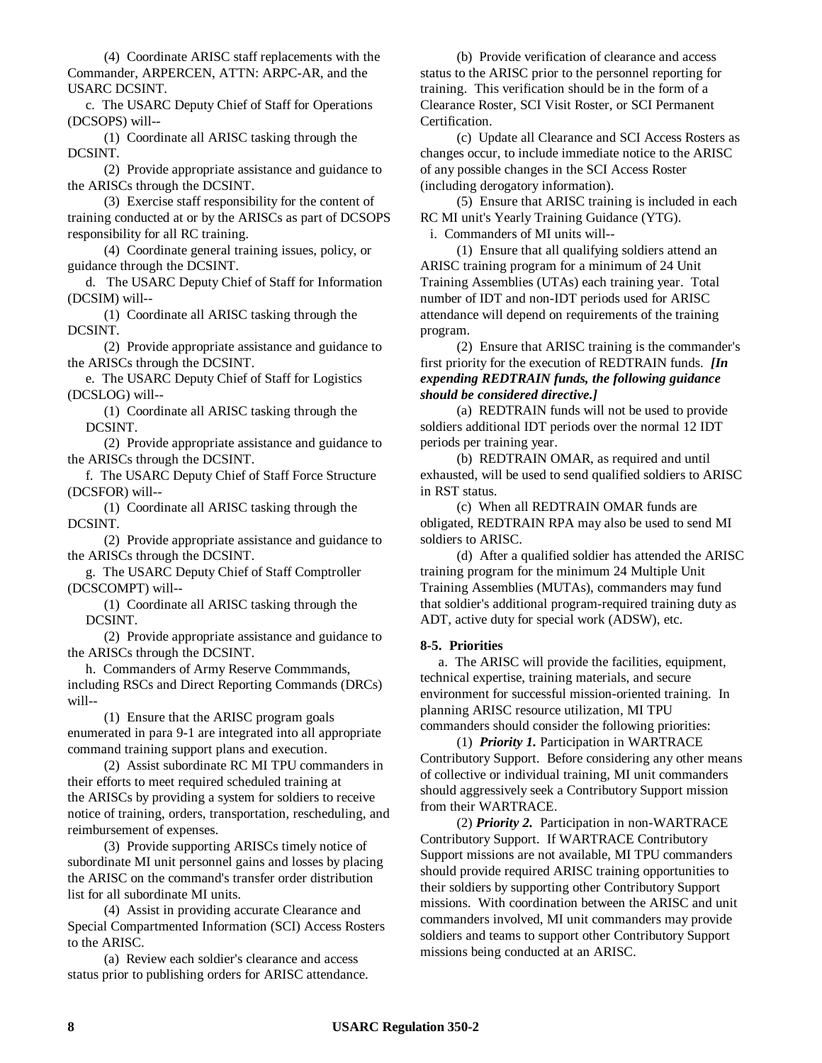(4) Coordinate ARISC staff replacements with the Commander, ARPERCEN, ATTN: ARPC-AR, and the USARC DCSINT.

c. The USARC Deputy Chief of Staff for Operations (DCSOPS) will--

(1) Coordinate all ARISC tasking through the DCSINT.

(2) Provide appropriate assistance and guidance to the ARISCs through the DCSINT.

(3) Exercise staff responsibility for the content of training conducted at or by the ARISCs as part of DCSOPS responsibility for all RC training.

(4) Coordinate general training issues, policy, or guidance through the DCSINT.

d. The USARC Deputy Chief of Staff for Information (DCSIM) will--

(1) Coordinate all ARISC tasking through the DCSINT.

(2) Provide appropriate assistance and guidance to the ARISCs through the DCSINT.

e. The USARC Deputy Chief of Staff for Logistics (DCSLOG) will--

(1) Coordinate all ARISC tasking through the DCSINT.

(2) Provide appropriate assistance and guidance to the ARISCs through the DCSINT.

f. The USARC Deputy Chief of Staff Force Structure (DCSFOR) will--

(1) Coordinate all ARISC tasking through the DCSINT.

(2) Provide appropriate assistance and guidance to the ARISCs through the DCSINT.

g. The USARC Deputy Chief of Staff Comptroller (DCSCOMPT) will--

(1) Coordinate all ARISC tasking through the DCSINT.

(2) Provide appropriate assistance and guidance to the ARISCs through the DCSINT.

h. Commanders of Army Reserve Commmands, including RSCs and Direct Reporting Commands (DRCs) will--

(1) Ensure that the ARISC program goals enumerated in para 9-1 are integrated into all appropriate command training support plans and execution.

(2) Assist subordinate RC MI TPU commanders in their efforts to meet required scheduled training at the ARISCs by providing a system for soldiers to receive notice of training, orders, transportation, rescheduling, and reimbursement of expenses.

(3) Provide supporting ARISCs timely notice of subordinate MI unit personnel gains and losses by placing the ARISC on the command's transfer order distribution list for all subordinate MI units.

(4) Assist in providing accurate Clearance and Special Compartmented Information (SCI) Access Rosters to the ARISC.

(a) Review each soldier's clearance and access status prior to publishing orders for ARISC attendance.

(b) Provide verification of clearance and access status to the ARISC prior to the personnel reporting for training. This verification should be in the form of a Clearance Roster, SCI Visit Roster, or SCI Permanent Certification.

(c) Update all Clearance and SCI Access Rosters as changes occur, to include immediate notice to the ARISC of any possible changes in the SCI Access Roster (including derogatory information).

(5) Ensure that ARISC training is included in each RC MI unit's Yearly Training Guidance (YTG).

i. Commanders of MI units will--

(1) Ensure that all qualifying soldiers attend an ARISC training program for a minimum of 24 Unit Training Assemblies (UTAs) each training year. Total number of IDT and non-IDT periods used for ARISC attendance will depend on requirements of the training program.

(2) Ensure that ARISC training is the commander's first priority for the execution of REDTRAIN funds. ***[In expending REDTRAIN funds, the following guidance should be considered directive.]***

(a) REDTRAIN funds will not be used to provide soldiers additional IDT periods over the normal 12 IDT periods per training year.

(b) REDTRAIN OMAR, as required and until exhausted, will be used to send qualified soldiers to ARISC in RST status.

(c) When all REDTRAIN OMAR funds are obligated, REDTRAIN RPA may also be used to send MI soldiers to ARISC.

(d) After a qualified soldier has attended the ARISC training program for the minimum 24 Multiple Unit Training Assemblies (MUTAs), commanders may fund that soldier's additional program-required training duty as ADT, active duty for special work (ADSW), etc.

**8-5. Priorities**

a. The ARISC will provide the facilities, equipment, technical expertise, training materials, and secure environment for successful mission-oriented training. In planning ARISC resource utilization, MI TPU commanders should consider the following priorities:

(1) ***Priority 1.*** Participation in WARTRACE Contributory Support. Before considering any other means of collective or individual training, MI unit commanders should aggressively seek a Contributory Support mission from their WARTRACE.

(2) ***Priority 2.*** Participation in non-WARTRACE Contributory Support. If WARTRACE Contributory Support missions are not available, MI TPU commanders should provide required ARISC training opportunities to their soldiers by supporting other Contributory Support missions. With coordination between the ARISC and unit commanders involved, MI unit commanders may provide soldiers and teams to support other Contributory Support missions being conducted at an ARISC.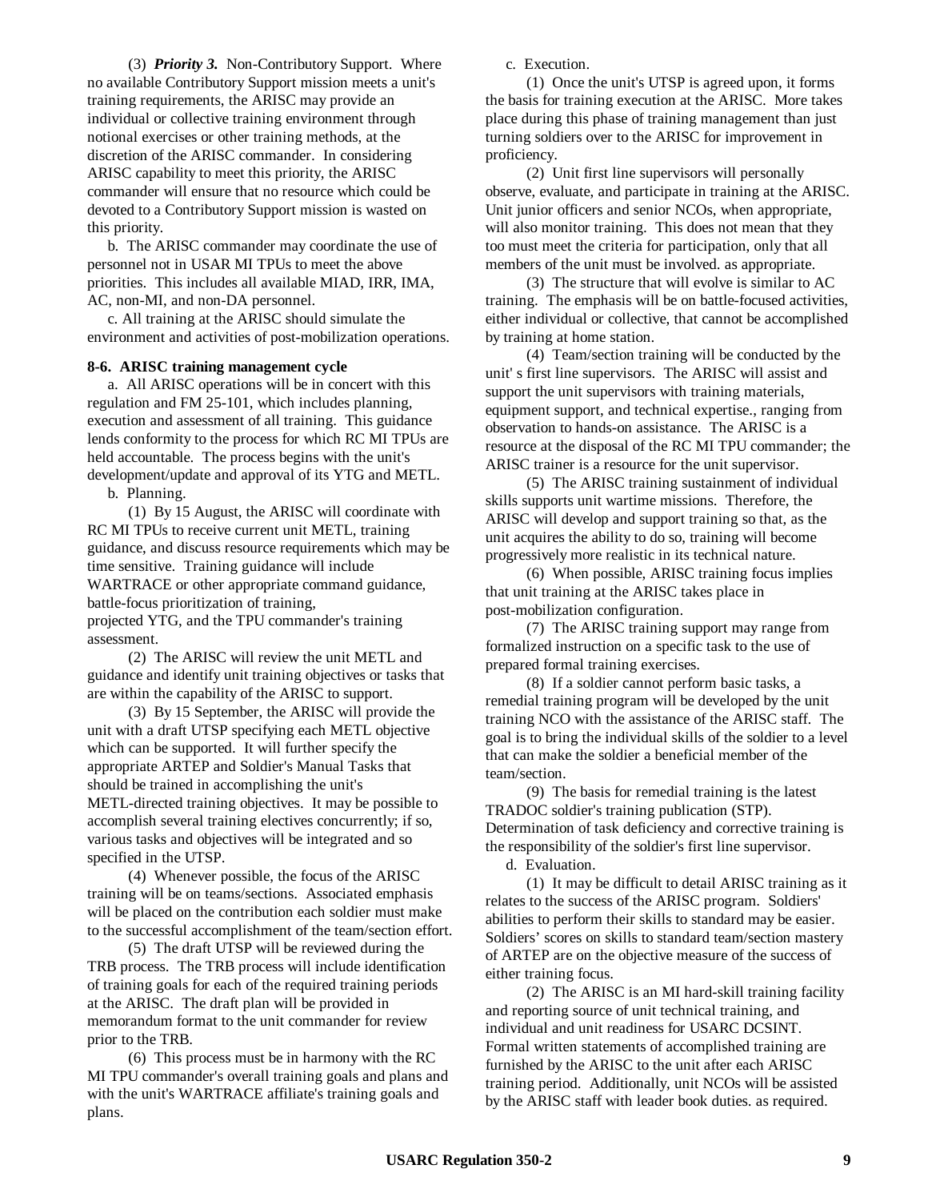(3) ***Priority 3.*** Non-Contributory Support. Where no available Contributory Support mission meets a unit's training requirements, the ARISC may provide an individual or collective training environment through notional exercises or other training methods, at the discretion of the ARISC commander. In considering ARISC capability to meet this priority, the ARISC commander will ensure that no resource which could be devoted to a Contributory Support mission is wasted on this priority.

b. The ARISC commander may coordinate the use of personnel not in USAR MI TPUs to meet the above priorities. This includes all available MIAD, IRR, IMA, AC, non-MI, and non-DA personnel.

c. All training at the ARISC should simulate the environment and activities of post-mobilization operations.

**8-6. ARISC training management cycle**

a. All ARISC operations will be in concert with this regulation and FM 25-101, which includes planning, execution and assessment of all training. This guidance lends conformity to the process for which RC MI TPUs are held accountable. The process begins with the unit's development/update and approval of its YTG and METL.

b. Planning.

(1) By 15 August, the ARISC will coordinate with RC MI TPUs to receive current unit METL, training guidance, and discuss resource requirements which may be time sensitive. Training guidance will include WARTRACE or other appropriate command guidance, battle-focus prioritization of training, projected YTG, and the TPU commander's training assessment.

(2) The ARISC will review the unit METL and guidance and identify unit training objectives or tasks that are within the capability of the ARISC to support.

(3) By 15 September, the ARISC will provide the unit with a draft UTSP specifying each METL objective which can be supported. It will further specify the appropriate ARTEP and Soldier's Manual Tasks that should be trained in accomplishing the unit's METL-directed training objectives. It may be possible to accomplish several training electives concurrently; if so, various tasks and objectives will be integrated and so specified in the UTSP.

(4) Whenever possible, the focus of the ARISC training will be on teams/sections. Associated emphasis will be placed on the contribution each soldier must make to the successful accomplishment of the team/section effort.

(5) The draft UTSP will be reviewed during the TRB process. The TRB process will include identification of training goals for each of the required training periods at the ARISC. The draft plan will be provided in memorandum format to the unit commander for review prior to the TRB.

(6) This process must be in harmony with the RC MI TPU commander's overall training goals and plans and with the unit's WARTRACE affiliate's training goals and plans.

c. Execution.

(1) Once the unit's UTSP is agreed upon, it forms the basis for training execution at the ARISC. More takes place during this phase of training management than just turning soldiers over to the ARISC for improvement in proficiency.

(2) Unit first line supervisors will personally observe, evaluate, and participate in training at the ARISC. Unit junior officers and senior NCOs, when appropriate, will also monitor training. This does not mean that they too must meet the criteria for participation, only that all members of the unit must be involved. as appropriate.

(3) The structure that will evolve is similar to AC training. The emphasis will be on battle-focused activities, either individual or collective, that cannot be accomplished by training at home station.

(4) Team/section training will be conducted by the unit' s first line supervisors. The ARISC will assist and support the unit supervisors with training materials, equipment support, and technical expertise., ranging from observation to hands-on assistance. The ARISC is a resource at the disposal of the RC MI TPU commander; the ARISC trainer is a resource for the unit supervisor.

(5) The ARISC training sustainment of individual skills supports unit wartime missions. Therefore, the ARISC will develop and support training so that, as the unit acquires the ability to do so, training will become progressively more realistic in its technical nature.

(6) When possible, ARISC training focus implies that unit training at the ARISC takes place in post-mobilization configuration.

(7) The ARISC training support may range from formalized instruction on a specific task to the use of prepared formal training exercises.

(8) If a soldier cannot perform basic tasks, a remedial training program will be developed by the unit training NCO with the assistance of the ARISC staff. The goal is to bring the individual skills of the soldier to a level that can make the soldier a beneficial member of the team/section.

(9) The basis for remedial training is the latest TRADOC soldier's training publication (STP). Determination of task deficiency and corrective training is the responsibility of the soldier's first line supervisor.

d. Evaluation.

(1) It may be difficult to detail ARISC training as it relates to the success of the ARISC program. Soldiers' abilities to perform their skills to standard may be easier. Soldiers' scores on skills to standard team/section mastery of ARTEP are on the objective measure of the success of either training focus.

(2) The ARISC is an MI hard-skill training facility and reporting source of unit technical training, and individual and unit readiness for USARC DCSINT. Formal written statements of accomplished training are furnished by the ARISC to the unit after each ARISC training period. Additionally, unit NCOs will be assisted by the ARISC staff with leader book duties. as required.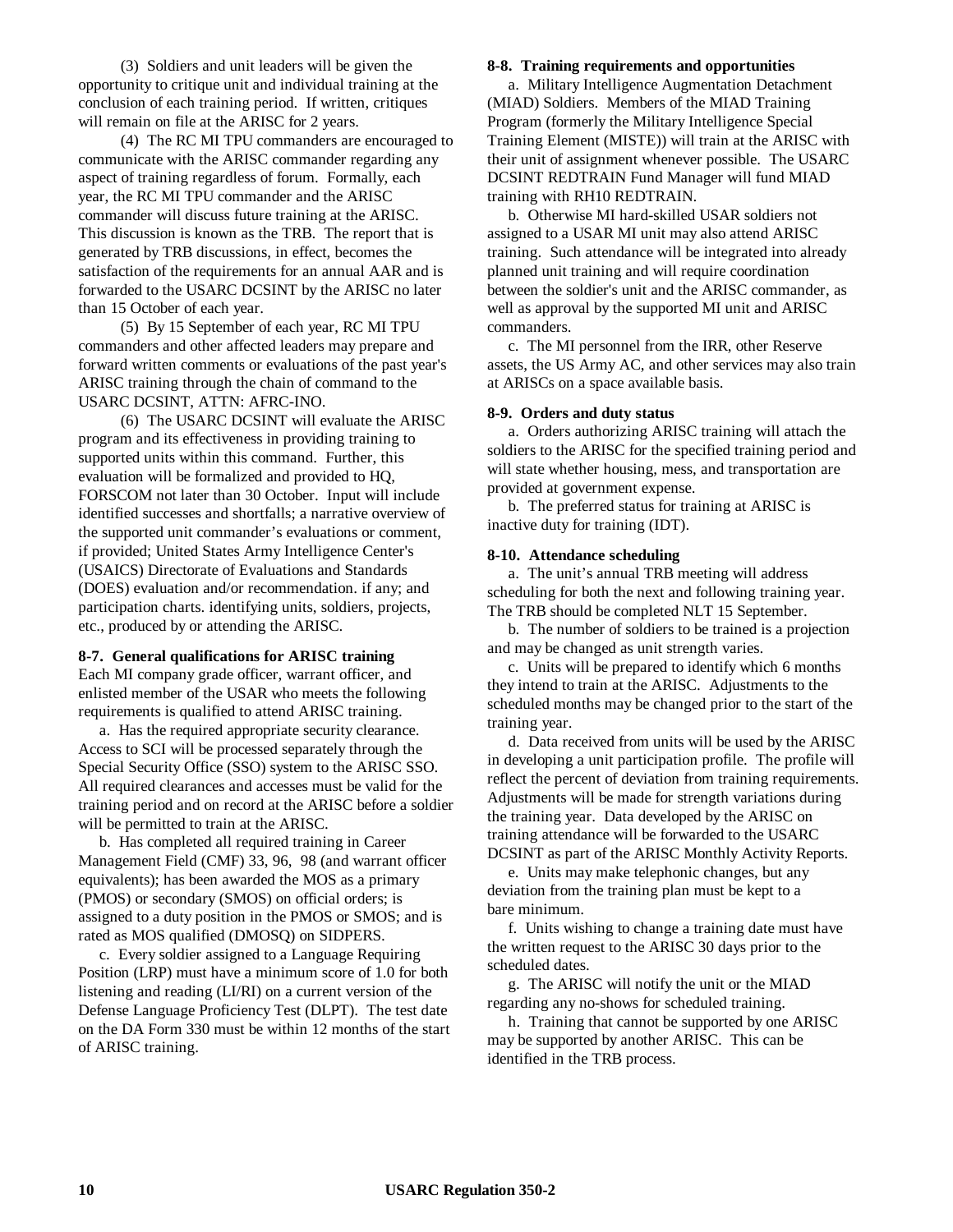(3) Soldiers and unit leaders will be given the opportunity to critique unit and individual training at the conclusion of each training period. If written, critiques will remain on file at the ARISC for 2 years.

(4) The RC MI TPU commanders are encouraged to communicate with the ARISC commander regarding any aspect of training regardless of forum. Formally, each year, the RC MI TPU commander and the ARISC commander will discuss future training at the ARISC. This discussion is known as the TRB. The report that is generated by TRB discussions, in effect, becomes the satisfaction of the requirements for an annual AAR and is forwarded to the USARC DCSINT by the ARISC no later than 15 October of each year.

(5) By 15 September of each year, RC MI TPU commanders and other affected leaders may prepare and forward written comments or evaluations of the past year's ARISC training through the chain of command to the USARC DCSINT, ATTN: AFRC-INO.

(6) The USARC DCSINT will evaluate the ARISC program and its effectiveness in providing training to supported units within this command. Further, this evaluation will be formalized and provided to HQ, FORSCOM not later than 30 October. Input will include identified successes and shortfalls; a narrative overview of the supported unit commander's evaluations or comment, if provided; United States Army Intelligence Center's (USAICS) Directorate of Evaluations and Standards (DOES) evaluation and/or recommendation. if any; and participation charts. identifying units, soldiers, projects, etc., produced by or attending the ARISC.

**8-7. General qualifications for ARISC training**

Each MI company grade officer, warrant officer, and enlisted member of the USAR who meets the following requirements is qualified to attend ARISC training.

a. Has the required appropriate security clearance. Access to SCI will be processed separately through the Special Security Office (SSO) system to the ARISC SSO. All required clearances and accesses must be valid for the training period and on record at the ARISC before a soldier will be permitted to train at the ARISC.

b. Has completed all required training in Career Management Field (CMF) 33, 96, 98 (and warrant officer equivalents); has been awarded the MOS as a primary (PMOS) or secondary (SMOS) on official orders; is assigned to a duty position in the PMOS or SMOS; and is rated as MOS qualified (DMOSQ) on SIDPERS.

c. Every soldier assigned to a Language Requiring Position (LRP) must have a minimum score of 1.0 for both listening and reading (LI/RI) on a current version of the Defense Language Proficiency Test (DLPT). The test date on the DA Form 330 must be within 12 months of the start of ARISC training.

**8-8. Training requirements and opportunities**

a. Military Intelligence Augmentation Detachment (MIAD) Soldiers. Members of the MIAD Training Program (formerly the Military Intelligence Special Training Element (MISTE)) will train at the ARISC with their unit of assignment whenever possible. The USARC DCSINT REDTRAIN Fund Manager will fund MIAD training with RH10 REDTRAIN.

b. Otherwise MI hard-skilled USAR soldiers not assigned to a USAR MI unit may also attend ARISC training. Such attendance will be integrated into already planned unit training and will require coordination between the soldier's unit and the ARISC commander, as well as approval by the supported MI unit and ARISC commanders.

c. The MI personnel from the IRR, other Reserve assets, the US Army AC, and other services may also train at ARISCs on a space available basis.

**8-9. Orders and duty status**

a. Orders authorizing ARISC training will attach the soldiers to the ARISC for the specified training period and will state whether housing, mess, and transportation are provided at government expense.

b. The preferred status for training at ARISC is inactive duty for training (IDT).

**8-10. Attendance scheduling**

a. The unit's annual TRB meeting will address scheduling for both the next and following training year. The TRB should be completed NLT 15 September.

b. The number of soldiers to be trained is a projection and may be changed as unit strength varies.

c. Units will be prepared to identify which 6 months they intend to train at the ARISC. Adjustments to the scheduled months may be changed prior to the start of the training year.

d. Data received from units will be used by the ARISC in developing a unit participation profile. The profile will reflect the percent of deviation from training requirements. Adjustments will be made for strength variations during the training year. Data developed by the ARISC on training attendance will be forwarded to the USARC DCSINT as part of the ARISC Monthly Activity Reports.

e. Units may make telephonic changes, but any deviation from the training plan must be kept to a bare minimum.

f. Units wishing to change a training date must have the written request to the ARISC 30 days prior to the scheduled dates.

g. The ARISC will notify the unit or the MIAD regarding any no-shows for scheduled training.

h. Training that cannot be supported by one ARISC may be supported by another ARISC. This can be identified in the TRB process.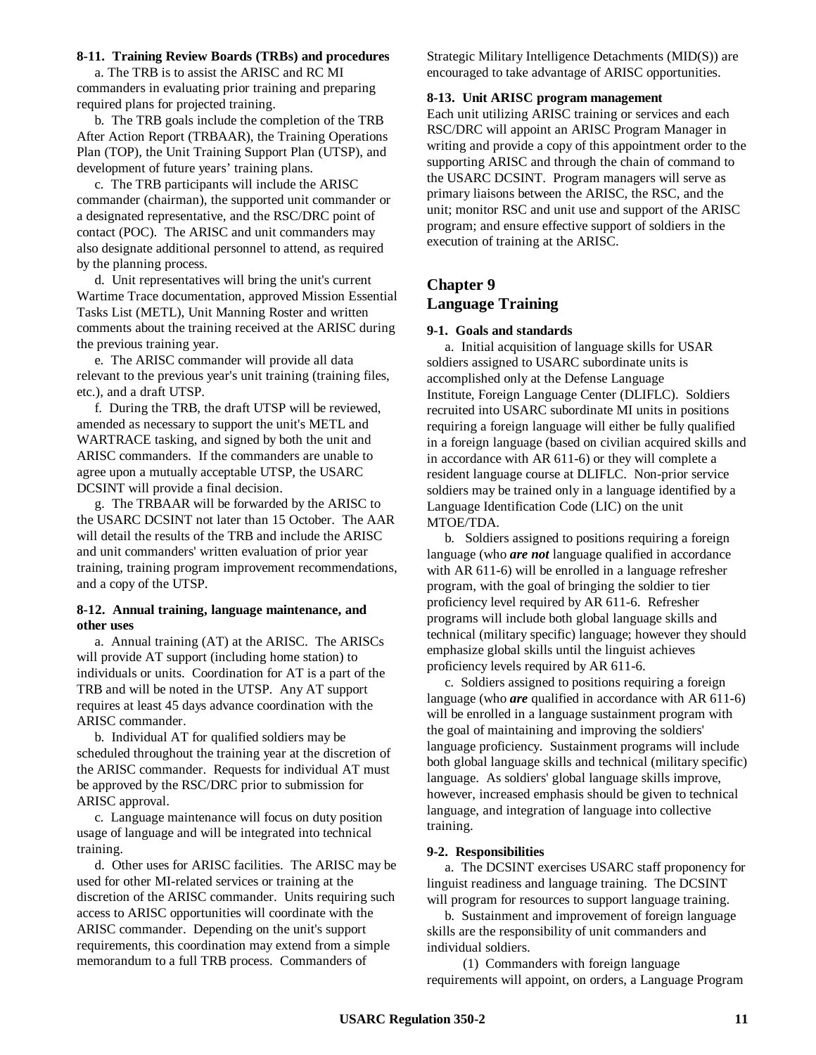**8-11. Training Review Boards (TRBs) and procedures**

a. The TRB is to assist the ARISC and RC MI commanders in evaluating prior training and preparing required plans for projected training.

b. The TRB goals include the completion of the TRB After Action Report (TRBAAR), the Training Operations Plan (TOP), the Unit Training Support Plan (UTSP), and development of future years' training plans.

c. The TRB participants will include the ARISC commander (chairman), the supported unit commander or a designated representative, and the RSC/DRC point of contact (POC). The ARISC and unit commanders may also designate additional personnel to attend, as required by the planning process.

d. Unit representatives will bring the unit's current Wartime Trace documentation, approved Mission Essential Tasks List (METL), Unit Manning Roster and written comments about the training received at the ARISC during the previous training year.

e. The ARISC commander will provide all data relevant to the previous year's unit training (training files, etc.), and a draft UTSP.

f. During the TRB, the draft UTSP will be reviewed, amended as necessary to support the unit's METL and WARTRACE tasking, and signed by both the unit and ARISC commanders. If the commanders are unable to agree upon a mutually acceptable UTSP, the USARC DCSINT will provide a final decision.

g. The TRBAAR will be forwarded by the ARISC to the USARC DCSINT not later than 15 October. The AAR will detail the results of the TRB and include the ARISC and unit commanders' written evaluation of prior year training, training program improvement recommendations, and a copy of the UTSP.

**8-12. Annual training, language maintenance, and other uses**

a. Annual training (AT) at the ARISC. The ARISCs will provide AT support (including home station) to individuals or units. Coordination for AT is a part of the TRB and will be noted in the UTSP. Any AT support requires at least 45 days advance coordination with the ARISC commander.

b. Individual AT for qualified soldiers may be scheduled throughout the training year at the discretion of the ARISC commander. Requests for individual AT must be approved by the RSC/DRC prior to submission for ARISC approval.

c. Language maintenance will focus on duty position usage of language and will be integrated into technical training.

d. Other uses for ARISC facilities. The ARISC may be used for other MI-related services or training at the discretion of the ARISC commander. Units requiring such access to ARISC opportunities will coordinate with the ARISC commander. Depending on the unit's support requirements, this coordination may extend from a simple memorandum to a full TRB process. Commanders of Strategic Military Intelligence Detachments (MID(S)) are encouraged to take advantage of ARISC opportunities.

**8-13. Unit ARISC program management**

Each unit utilizing ARISC training or services and each RSC/DRC will appoint an ARISC Program Manager in writing and provide a copy of this appointment order to the supporting ARISC and through the chain of command to the USARC DCSINT. Program managers will serve as primary liaisons between the ARISC, the RSC, and the unit; monitor RSC and unit use and support of the ARISC program; and ensure effective support of soldiers in the execution of training at the ARISC.

## Chapter 9
## Language Training

**9-1. Goals and standards**

a. Initial acquisition of language skills for USAR soldiers assigned to USARC subordinate units is accomplished only at the Defense Language Institute, Foreign Language Center (DLIFLC). Soldiers recruited into USARC subordinate MI units in positions requiring a foreign language will either be fully qualified in a foreign language (based on civilian acquired skills and in accordance with AR 611-6) or they will complete a resident language course at DLIFLC. Non-prior service soldiers may be trained only in a language identified by a Language Identification Code (LIC) on the unit MTOE/TDA.

b. Soldiers assigned to positions requiring a foreign language (who ***are not*** language qualified in accordance with AR 611-6) will be enrolled in a language refresher program, with the goal of bringing the soldier to tier proficiency level required by AR 611-6. Refresher programs will include both global language skills and technical (military specific) language; however they should emphasize global skills until the linguist achieves proficiency levels required by AR 611-6.

c. Soldiers assigned to positions requiring a foreign language (who ***are*** qualified in accordance with AR 611-6) will be enrolled in a language sustainment program with the goal of maintaining and improving the soldiers' language proficiency. Sustainment programs will include both global language skills and technical (military specific) language. As soldiers' global language skills improve, however, increased emphasis should be given to technical language, and integration of language into collective training.

**9-2. Responsibilities**

a. The DCSINT exercises USARC staff proponency for linguist readiness and language training. The DCSINT will program for resources to support language training.

b. Sustainment and improvement of foreign language skills are the responsibility of unit commanders and individual soldiers.

(1) Commanders with foreign language requirements will appoint, on orders, a Language Program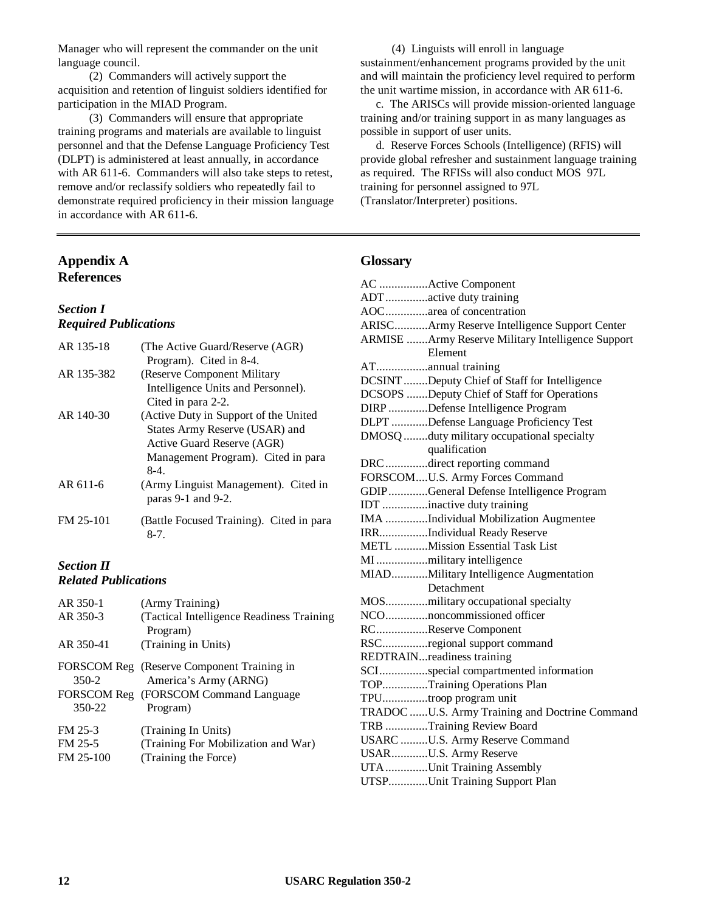Manager who will represent the commander on the unit language council.

(2) Commanders will actively support the acquisition and retention of linguist soldiers identified for participation in the MIAD Program.

(3) Commanders will ensure that appropriate training programs and materials are available to linguist personnel and that the Defense Language Proficiency Test (DLPT) is administered at least annually, in accordance with AR 611-6. Commanders will also take steps to retest, remove and/or reclassify soldiers who repeatedly fail to demonstrate required proficiency in their mission language in accordance with AR 611-6.

(4) Linguists will enroll in language sustainment/enhancement programs provided by the unit and will maintain the proficiency level required to perform the unit wartime mission, in accordance with AR 611-6.

c. The ARISCs will provide mission-oriented language training and/or training support in as many languages as possible in support of user units.

d. Reserve Forces Schools (Intelligence) (RFIS) will provide global refresher and sustainment language training as required. The RFISs will also conduct MOS 97L training for personnel assigned to 97L (Translator/Interpreter) positions.

## Appendix A
## References

### *Section I*
### *Required Publications*

| | |
|---|---|
| AR 135-18 | (The Active Guard/Reserve (AGR) Program). Cited in 8-4. |
| AR 135-382 | (Reserve Component Military Intelligence Units and Personnel). Cited in para 2-2. |
| AR 140-30 | (Active Duty in Support of the United States Army Reserve (USAR) and Active Guard Reserve (AGR) Management Program). Cited in para 8-4. |
| AR 611-6 | (Army Linguist Management). Cited in paras 9-1 and 9-2. |
| FM 25-101 | (Battle Focused Training). Cited in para 8-7. |

### *Section II*
### *Related Publications*

| | |
|---|---|
| AR 350-1 | (Army Training) |
| AR 350-3 | (Tactical Intelligence Readiness Training Program) |
| AR 350-41 | (Training in Units) |
| FORSCOM Reg 350-2 | (Reserve Component Training in America's Army (ARNG) |
| FORSCOM Reg 350-22 | (FORSCOM Command Language Program) |
| FM 25-3 | (Training In Units) |
| FM 25-5 | (Training For Mobilization and War) |
| FM 25-100 | (Training the Force) |

## Glossary

| | |
|---|---|
| AC | Active Component |
| ADT | active duty training |
| AOC | area of concentration |
| ARISC | Army Reserve Intelligence Support Center |
| ARMISE | Army Reserve Military Intelligence Support Element |
| AT | annual training |
| DCSINT | Deputy Chief of Staff for Intelligence |
| DCSOPS | Deputy Chief of Staff for Operations |
| DIRP | Defense Intelligence Program |
| DLPT | Defense Language Proficiency Test |
| DMOSQ | duty military occupational specialty qualification |
| DRC | direct reporting command |
| FORSCOM | U.S. Army Forces Command |
| GDIP | General Defense Intelligence Program |
| IDT | inactive duty training |
| IMA | Individual Mobilization Augmentee |
| IRR | Individual Ready Reserve |
| METL | Mission Essential Task List |
| MI | military intelligence |
| MIAD | Military Intelligence Augmentation Detachment |
| MOS | military occupational specialty |
| NCO | noncommissioned officer |
| RC | Reserve Component |
| RSC | regional support command |
| REDTRAIN | readiness training |
| SCI | special compartmented information |
| TOP | Training Operations Plan |
| TPU | troop program unit |
| TRADOC | U.S. Army Training and Doctrine Command |
| TRB | Training Review Board |
| USARC | U.S. Army Reserve Command |
| USAR | U.S. Army Reserve |
| UTA | Unit Training Assembly |
| UTSP | Unit Training Support Plan |